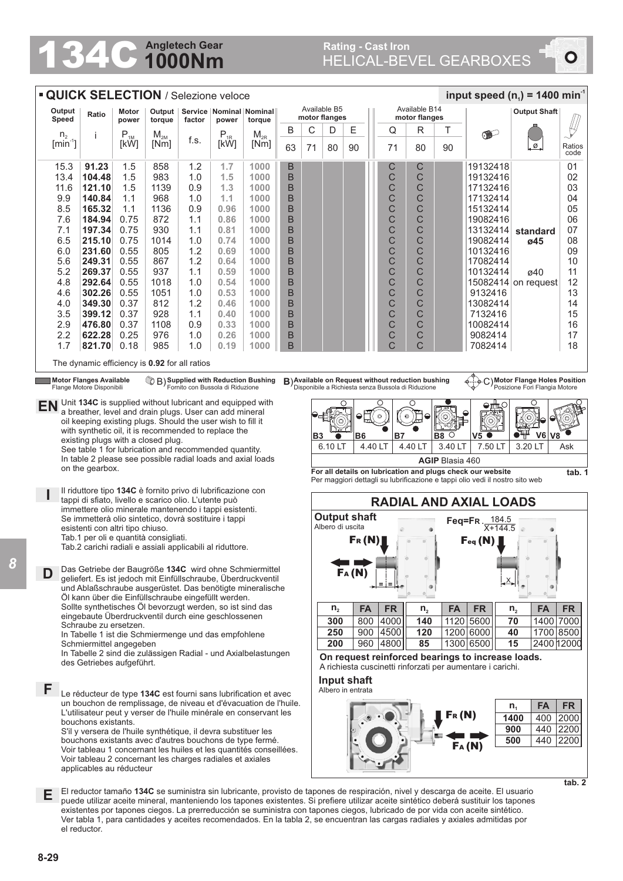# 134C Angletech Gear 1000Nm

## Rating - Cast Iron
## HELICAL-BEVEL GEARBOXES

### QUICK SELECTION / Selezione veloce

input speed ($n_1$) = 1400 min$^{-1}$

| Output Speed $n_2$ [min$^{-1}$] | Ratio i | Motor power $P_{1M}$ [kW] | Output torque $M_{2M}$ [Nm] | Service factor f.s. | Nominal power $P_{1R}$ [kW] | Nominal torque $M_{2R}$ [Nm] | Available B5 motor flanges B 63 | C 71 | D 80 | E 90 | Available B14 motor flanges Q 71 | R 80 | T 90 | | Output Shaft | Ratios code |
|---|---|---|---|---|---|---|---|---|---|---|---|---|---|---|---|---|
| 15.3 | **91.23** | 1.5 | 858 | 1.2 | 1.7 | 1000 | B | | | | C | C | | 19132418 | | 01 |
| 13.4 | **104.48** | 1.5 | 983 | 1.0 | 1.5 | 1000 | B | | | | C | C | | 19132416 | | 02 |
| 11.6 | **121.10** | 1.5 | 1139 | 0.9 | 1.3 | 1000 | B | | | | C | C | | 17132416 | | 03 |
| 9.9 | **140.84** | 1.1 | 968 | 1.0 | 1.1 | 1000 | B | | | | C | C | | 17132414 | | 04 |
| 8.5 | **165.32** | 1.1 | 1136 | 0.9 | 0.96 | 1000 | B | | | | C | C | | 15132414 | | 05 |
| 7.6 | **184.94** | 0.75 | 872 | 1.1 | 0.86 | 1000 | B | | | | C | C | | 19082416 | | 06 |
| 7.1 | **197.34** | 0.75 | 930 | 1.1 | 0.81 | 1000 | B | | | | C | C | | 13132414 | standard | 07 |
| 6.5 | **215.10** | 0.75 | 1014 | 1.0 | 0.74 | 1000 | B | | | | C | C | | 19082414 | ø45 | 08 |
| 6.0 | **231.60** | 0.55 | 805 | 1.2 | 0.69 | 1000 | B | | | | C | C | | 10132416 | | 09 |
| 5.6 | **249.31** | 0.55 | 867 | 1.2 | 0.64 | 1000 | B | | | | C | C | | 17082414 | | 10 |
| 5.2 | **269.37** | 0.55 | 937 | 1.1 | 0.59 | 1000 | B | | | | C | C | | 10132414 | ø40 | 11 |
| 4.8 | **292.64** | 0.55 | 1018 | 1.0 | 0.54 | 1000 | B | | | | C | C | | 15082414 | on request | 12 |
| 4.6 | **302.26** | 0.55 | 1051 | 1.0 | 0.53 | 1000 | B | | | | C | C | | 9132416 | | 13 |
| 4.0 | **349.30** | 0.37 | 812 | 1.2 | 0.46 | 1000 | B | | | | C | C | | 13082414 | | 14 |
| 3.5 | **399.12** | 0.37 | 928 | 1.1 | 0.40 | 1000 | B | | | | C | C | | 7132416 | | 15 |
| 2.9 | **476.80** | 0.37 | 1108 | 0.9 | 0.33 | 1000 | B | | | | C | C | | 10082414 | | 16 |
| 2.2 | **622.28** | 0.25 | 976 | 1.0 | 0.26 | 1000 | B | | | | C | C | | 9082414 | | 17 |
| 1.7 | **821.70** | 0.18 | 985 | 1.0 | 0.19 | 1000 | B | | | | C | C | | 7082414 | | 18 |

The dynamic efficiency is **0.92** for all ratios

**Motor Flanges Available** / Flange Motore Disponibili — B) **Supplied with Reduction Bushing** / Fornito con Bussola di Riduzione — **B)** **Available on Request without reduction bushing** / Disponibile a Richiesta senza Bussola di Riduzione — C) **Motor Flange Holes Position** / Posizione Fori Flangia Motore

**EN** Unit **134C** is supplied without lubricant and equipped with a breather, level and drain plugs. User can add mineral oil keeping existing plugs. Should the user wish to fill it with synthetic oil, it is recommended to replace the existing plugs with a closed plug.
See table 1 for lubrication and recommended quantity.
In table 2 please see possible radial loads and axial loads on the gearbox.

**I** Il riduttore tipo **134C** è fornito privo di lubrificazione con tappi di sfiato, livello e scarico olio. L'utente può immettere olio minerale mantenendo i tappi esistenti.
Se immetterà olio sintetico, dovrà sostituire i tappi esistenti con altri tipo chiuso.
Tab.1 per oli e quantità consigliati.
Tab.2 carichi radiali e assiali applicabili al riduttore.

**D** Das Getriebe der Baugröße **134C** wird ohne Schmiermittel geliefert. Es ist jedoch mit Einfüllschraube, Überdruckventil und Ablaßschraube ausgerüstet. Das benötigte mineralische Öl kann über die Einfüllschraube eingefüllt werden.
Sollte synthetisches Öl bevorzugt werden, so ist sind das eingebaute Überdruckventil durch eine geschlossenen Schraube zu ersetzen.
In Tabelle 1 ist die Schmiermenge und das empfohlene Schmiermittel angegeben
In Tabelle 2 sind die zulässigen Radial - und Axialbelastungen des Getriebes aufgeführt.

**F** Le réducteur de type **134C** est fourni sans lubrification et avec un bouchon de remplissage, de niveau et d'évacuation de l'huile. L'utilisateur peut y verser de l'huile minérale en conservant les bouchons existants.
S'il y versera de l'huile synthétique, il devra substituer les bouchons existants avec d'autres bouchons de type fermé.
Voir tableau 1 concernant les huiles et les quantités conseillées.
Voir tableau 2 concernant les charges radiales et axiales applicables au réducteur

| B3 | B6 | B7 | B8 | V5 | V6 | V8 |
|---|---|---|---|---|---|---|
| 6.10 LT | 4.40 LT | 4.40 LT | 3.40 LT | 7.50 LT | 3.20 LT | Ask |

**AGIP** Blasia 460

**For all details on lubrication and plugs check our website**
Per maggiori dettagli su lubrificazione e tappi olio vedi il nostro sito web

**tab. 1**

### RADIAL AND AXIAL LOADS

**Output shaft**
Albero di uscita

FR (N) — FA (N)

$$Feq = FR \cdot \frac{184.5}{X+144.5}$$

Feq (N)

| $n_2$ | FA | FR | $n_2$ | FA | FR | $n_2$ | FA | FR |
|---|---|---|---|---|---|---|---|---|
| **300** | 800 | 4000 | **140** | 1120 | 5600 | **70** | 1400 | 7000 |
| **250** | 900 | 4500 | **120** | 1200 | 6000 | **40** | 1700 | 8500 |
| **200** | 960 | 4800 | **85** | 1300 | 6500 | **15** | 2400 | 12000 |

**On request reinforced bearings to increase loads.**
A richiesta cuscinetti rinforzati per aumentare i carichi.

**Input shaft**
Albero in entrata

FR (N) — FA (N)

| $n_1$ | FA | FR |
|---|---|---|
| **1400** | 400 | 2000 |
| **900** | 440 | 2200 |
| **500** | 440 | 2200 |

**tab. 2**

**E** El reductor tamaño **134C** se suministra sin lubricante, provisto de tapones de respiración, nivel y descarga de aceite. El usuario puede utilizar aceite mineral, manteniendo los tapones existentes. Si prefiere utilizar aceite sintético deberá sustituir los tapones existentes por tapones ciegos. La prerreducción se suministra con tapones ciegos, lubricado de por vida con aceite sintético. Ver tabla 1, para cantidades y aceites recomendados. En la tabla 2, se encuentran las cargas radiales y axiales admitidas por el reductor.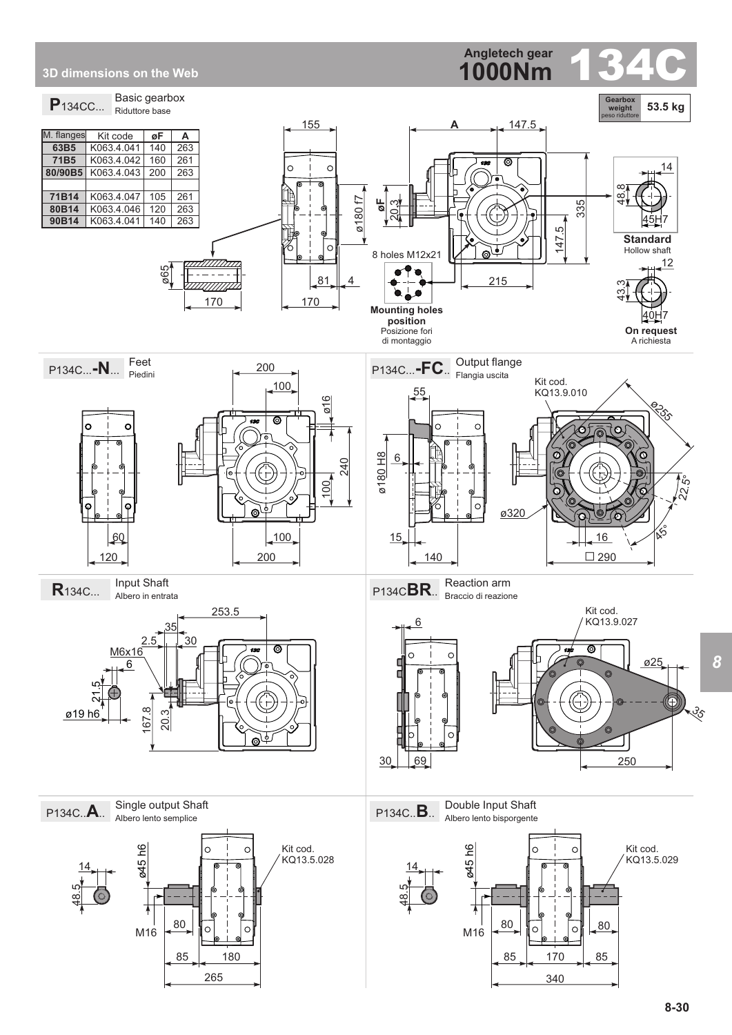# Angletech gear 1000Nm 134C

3D dimensions on the Web

## P134CC... Basic gearbox
Riduttore base

Gearbox weight / peso riduttore: **53.5 kg**

| M. flanges | Kit code | øF | A |
|---|---|---|---|
| 63B5 | K063.4.041 | 140 | 263 |
| 71B5 | K063.4.042 | 160 | 261 |
| 80/90B5 | K063.4.043 | 200 | 263 |
| | | | |
| 71B14 | K063.4.047 | 105 | 261 |
| 80B14 | K063.4.046 | 120 | 263 |
| 90B14 | K063.4.041 | 140 | 263 |

155
A
147.5
ø65
170
81
4
170
ø180 f7
øF
20.3
335
147.5
215
8 holes M12x21

**Mounting holes position**
Posizione fori di montaggio

14
48.8
45H7
**Standard**
Hollow shaft

12
43.3
40H7
**On request**
A richiesta

## P134C...-N... Feet
Piedini

200
100
ø16
240
100
60
120
100
200

## P134C...-FC.. Output flange
Flangia uscita

Kit cod. KQ13.9.010

55
6
ø180 H8
15
140
ø255
ø320
22.5°
45°
16
□ 290

## R134C... Input Shaft
Albero in entrata

253.5
35
2.5
30
M6x16
6
21.5
ø19 h6
167.8
20.3

## P134CBR.. Reaction arm
Braccio di reazione

Kit cod. KQ13.9.027

6
30
69
ø25
35
250

## P134C..A.. Single output Shaft
Albero lento semplice

Kit cod. KQ13.5.028

14
48.5
ø45 h6
M16
80
85
180
265

## P134C..B.. Double Input Shaft
Albero lento bisporgente

Kit cod. KQ13.5.029

14
48.5
ø45 h6
M16
80
80
85
170
85
340